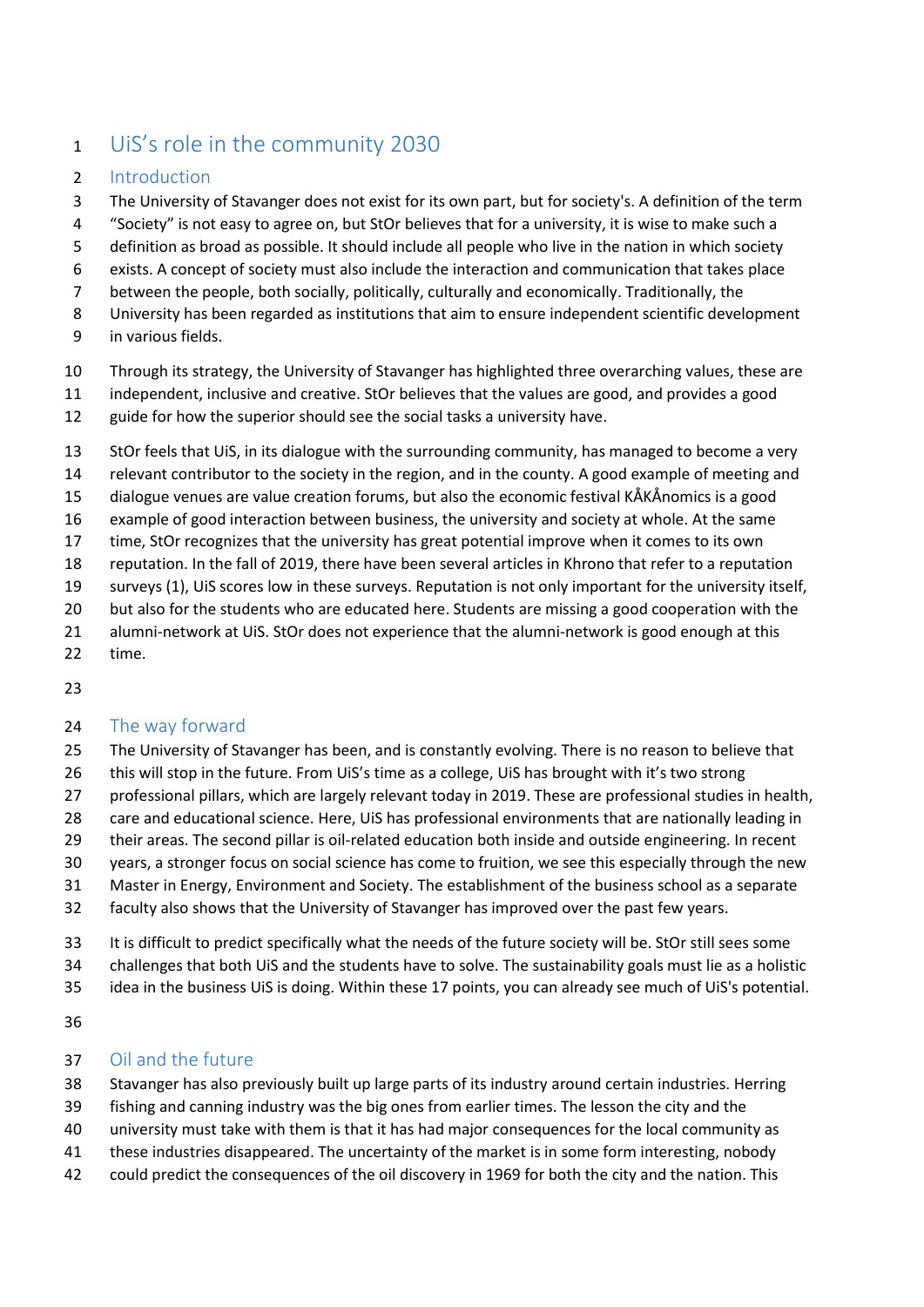# UiS's role in the community 2030

## Introduction

The University of Stavanger does not exist for its own part, but for society's. A definition of the term "Society" is not easy to agree on, but StOr believes that for a university, it is wise to make such a definition as broad as possible. It should include all people who live in the nation in which society exists. A concept of society must also include the interaction and communication that takes place between the people, both socially, politically, culturally and economically. Traditionally, the University has been regarded as institutions that aim to ensure independent scientific development in various fields.

Through its strategy, the University of Stavanger has highlighted three overarching values, these are independent, inclusive and creative. StOr believes that the values are good, and provides a good guide for how the superior should see the social tasks a university have.

StOr feels that UiS, in its dialogue with the surrounding community, has managed to become a very relevant contributor to the society in the region, and in the county. A good example of meeting and dialogue venues are value creation forums, but also the economic festival KÅKÅnomics is a good example of good interaction between business, the university and society at whole. At the same time, StOr recognizes that the university has great potential improve when it comes to its own reputation. In the fall of 2019, there have been several articles in Khrono that refer to a reputation surveys (1), UiS scores low in these surveys. Reputation is not only important for the university itself, but also for the students who are educated here. Students are missing a good cooperation with the alumni-network at UiS. StOr does not experience that the alumni-network is good enough at this time.

## The way forward

The University of Stavanger has been, and is constantly evolving. There is no reason to believe that this will stop in the future. From UiS's time as a college, UiS has brought with it's two strong professional pillars, which are largely relevant today in 2019. These are professional studies in health, care and educational science. Here, UiS has professional environments that are nationally leading in their areas. The second pillar is oil-related education both inside and outside engineering. In recent years, a stronger focus on social science has come to fruition, we see this especially through the new Master in Energy, Environment and Society. The establishment of the business school as a separate faculty also shows that the University of Stavanger has improved over the past few years.

It is difficult to predict specifically what the needs of the future society will be. StOr still sees some challenges that both UiS and the students have to solve. The sustainability goals must lie as a holistic idea in the business UiS is doing. Within these 17 points, you can already see much of UiS's potential.

## Oil and the future

Stavanger has also previously built up large parts of its industry around certain industries. Herring fishing and canning industry was the big ones from earlier times. The lesson the city and the university must take with them is that it has had major consequences for the local community as these industries disappeared. The uncertainty of the market is in some form interesting, nobody could predict the consequences of the oil discovery in 1969 for both the city and the nation. This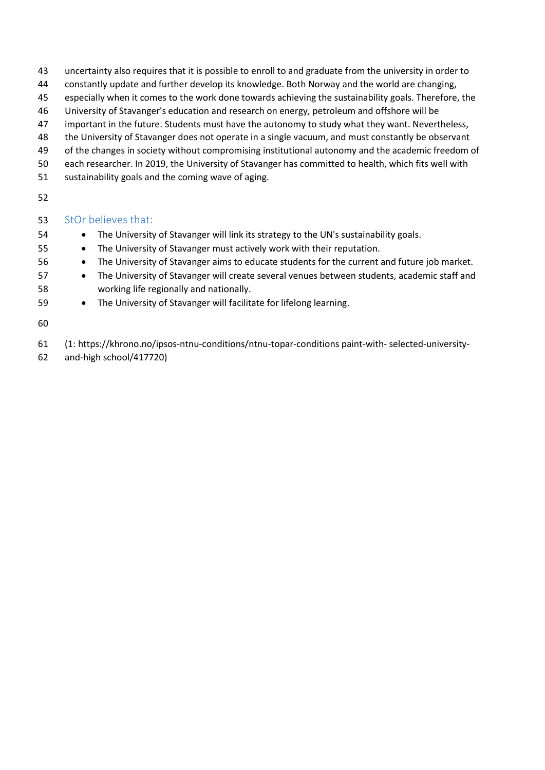uncertainty also requires that it is possible to enroll to and graduate from the university in order to constantly update and further develop its knowledge. Both Norway and the world are changing, especially when it comes to the work done towards achieving the sustainability goals. Therefore, the University of Stavanger's education and research on energy, petroleum and offshore will be important in the future. Students must have the autonomy to study what they want. Nevertheless, the University of Stavanger does not operate in a single vacuum, and must constantly be observant of the changes in society without compromising institutional autonomy and the academic freedom of each researcher. In 2019, the University of Stavanger has committed to health, which fits well with sustainability goals and the coming wave of aging.

## StOr believes that:

- The University of Stavanger will link its strategy to the UN's sustainability goals.
- The University of Stavanger must actively work with their reputation.
- The University of Stavanger aims to educate students for the current and future job market.
- The University of Stavanger will create several venues between students, academic staff and working life regionally and nationally.
- The University of Stavanger will facilitate for lifelong learning.

(1: https://khrono.no/ipsos-ntnu-conditions/ntnu-topar-conditions paint-with- selected-university-and-high school/417720)